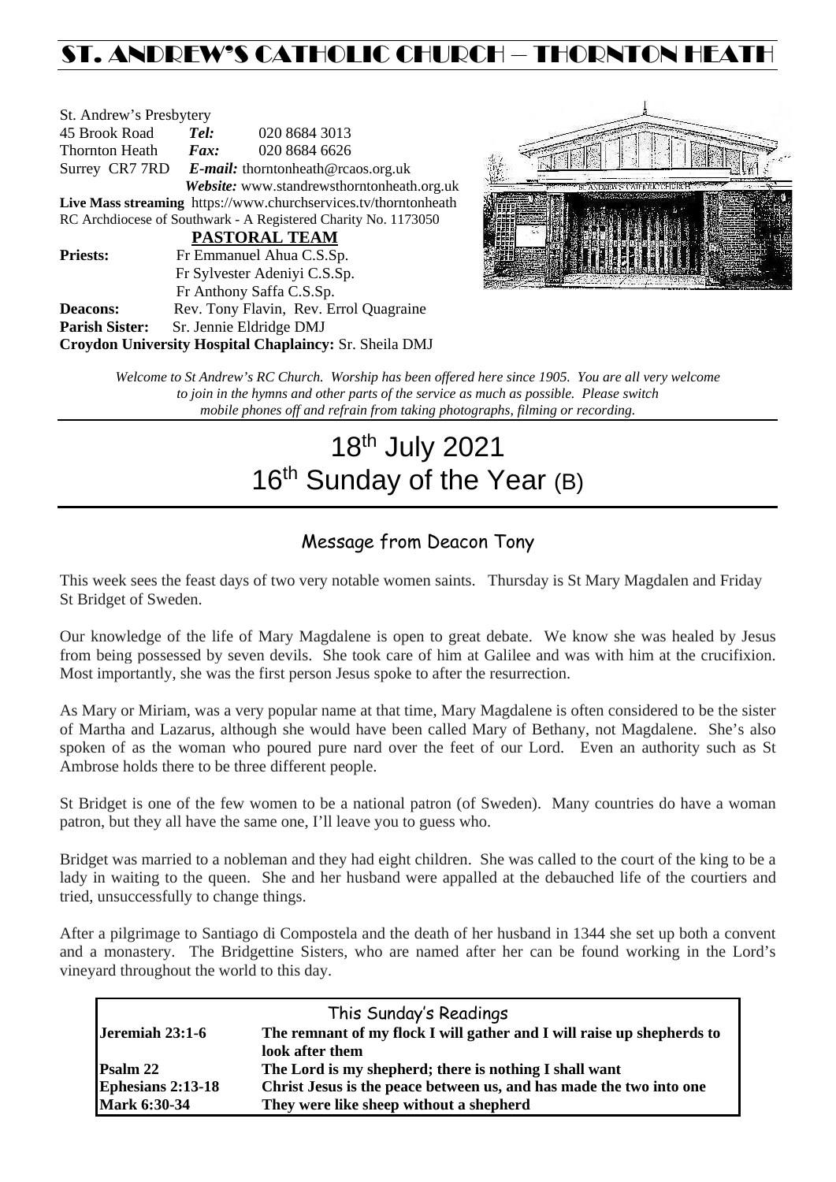# ST. ANDREW'S CATHOLIC CHURCH – THORNTON HEATH

St. Andrew's Presbytery
45 Brook Road *Tel:* 020 8684 3013
Thornton Heath *Fax:* 020 8684 6626
Surrey CR7 7RD *E-mail:* thorntonheath@rcaos.org.uk
*Website:* www.standrewsthorntonheath.org.uk
**Live Mass streaming** https://www.churchservices.tv/thorntonheath
RC Archdiocese of Southwark - A Registered Charity No. 1173050

**PASTORAL TEAM**

**Priests:** Fr Emmanuel Ahua C.S.Sp.
Fr Sylvester Adeniyi C.S.Sp.
Fr Anthony Saffa C.S.Sp.
**Deacons:** Rev. Tony Flavin, Rev. Errol Quagraine
**Parish Sister:** Sr. Jennie Eldridge DMJ
**Croydon University Hospital Chaplaincy:** Sr. Sheila DMJ

*Welcome to St Andrew's RC Church. Worship has been offered here since 1905. You are all very welcome to join in the hymns and other parts of the service as much as possible. Please switch mobile phones off and refrain from taking photographs, filming or recording.*

# 18th July 2021
# 16th Sunday of the Year (B)

## Message from Deacon Tony

This week sees the feast days of two very notable women saints. Thursday is St Mary Magdalen and Friday St Bridget of Sweden.

Our knowledge of the life of Mary Magdalene is open to great debate. We know she was healed by Jesus from being possessed by seven devils. She took care of him at Galilee and was with him at the crucifixion. Most importantly, she was the first person Jesus spoke to after the resurrection.

As Mary or Miriam, was a very popular name at that time, Mary Magdalene is often considered to be the sister of Martha and Lazarus, although she would have been called Mary of Bethany, not Magdalene. She's also spoken of as the woman who poured pure nard over the feet of our Lord. Even an authority such as St Ambrose holds there to be three different people.

St Bridget is one of the few women to be a national patron (of Sweden). Many countries do have a woman patron, but they all have the same one, I'll leave you to guess who.

Bridget was married to a nobleman and they had eight children. She was called to the court of the king to be a lady in waiting to the queen. She and her husband were appalled at the debauched life of the courtiers and tried, unsuccessfully to change things.

After a pilgrimage to Santiago di Compostela and the death of her husband in 1344 she set up both a convent and a monastery. The Bridgettine Sisters, who are named after her can be found working in the Lord's vineyard throughout the world to this day.

| This Sunday's Readings | |
|---|---|
| **Jeremiah 23:1-6** | **The remnant of my flock I will gather and I will raise up shepherds to look after them** |
| **Psalm 22** | **The Lord is my shepherd; there is nothing I shall want** |
| **Ephesians 2:13-18** | **Christ Jesus is the peace between us, and has made the two into one** |
| **Mark 6:30-34** | **They were like sheep without a shepherd** |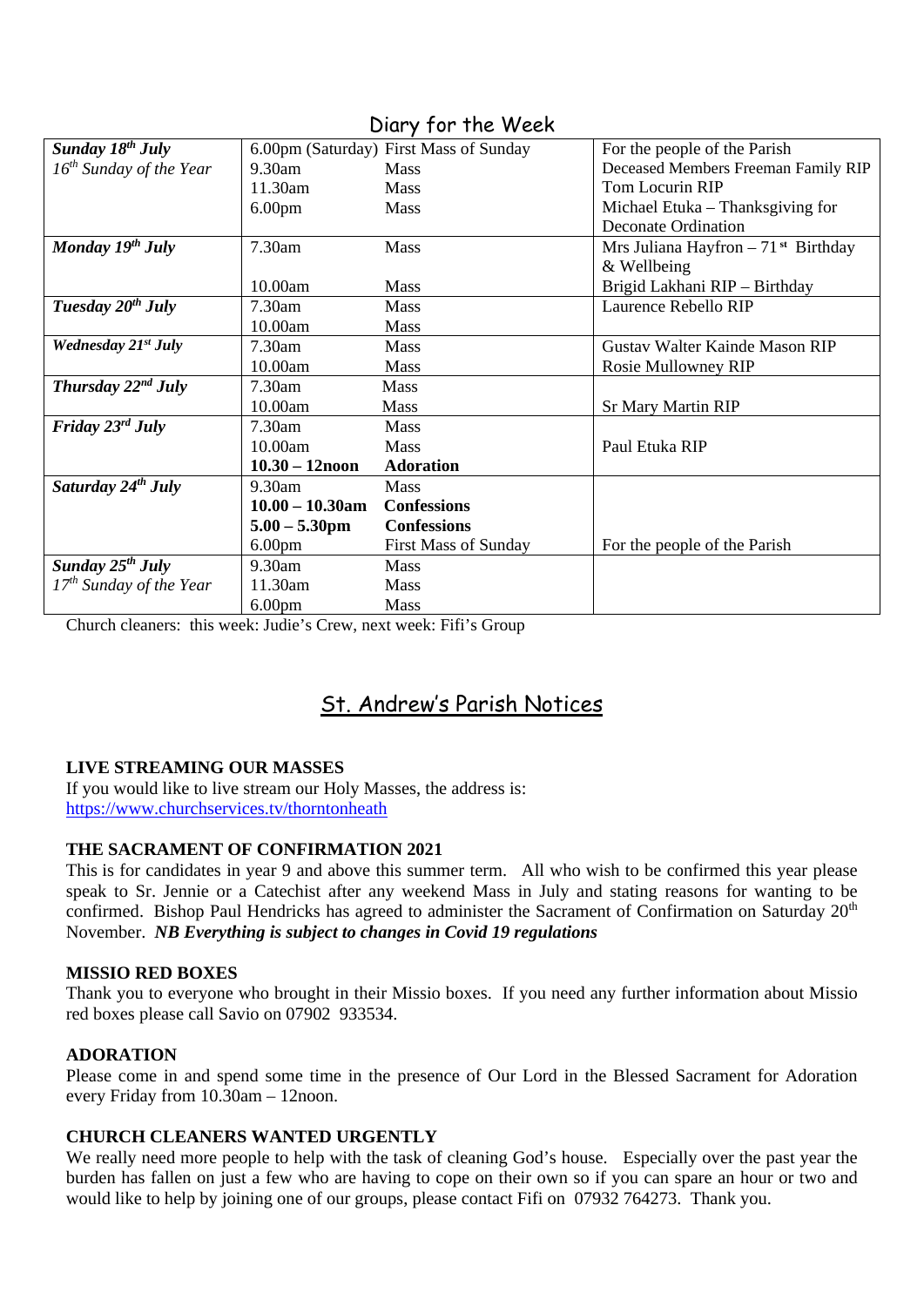## Diary for the Week

| | | | |
|---|---|---|---|
| ***Sunday 18th July*** | 6.00pm (Saturday) | First Mass of Sunday | For the people of the Parish |
| *16th Sunday of the Year* | 9.30am | Mass | Deceased Members Freeman Family RIP |
| | 11.30am | Mass | Tom Locurin RIP |
| | 6.00pm | Mass | Michael Etuka – Thanksgiving for Deconate Ordination |
| ***Monday 19th July*** | 7.30am | Mass | Mrs Juliana Hayfron – 71st Birthday & Wellbeing |
| | 10.00am | Mass | Brigid Lakhani RIP – Birthday |
| ***Tuesday 20th July*** | 7.30am | Mass | Laurence Rebello RIP |
| | 10.00am | Mass | |
| ***Wednesday 21st July*** | 7.30am | Mass | Gustav Walter Kainde Mason RIP |
| | 10.00am | Mass | Rosie Mullowney RIP |
| ***Thursday 22nd July*** | 7.30am | Mass | |
| | 10.00am | Mass | Sr Mary Martin RIP |
| ***Friday 23rd July*** | 7.30am | Mass | |
| | 10.00am | Mass | Paul Etuka RIP |
| | **10.30 – 12noon** | **Adoration** | |
| ***Saturday 24th July*** | 9.30am | Mass | |
| | **10.00 – 10.30am** | **Confessions** | |
| | **5.00 – 5.30pm** | **Confessions** | |
| | 6.00pm | First Mass of Sunday | For the people of the Parish |
| ***Sunday 25th July*** | 9.30am | Mass | |
| *17th Sunday of the Year* | 11.30am | Mass | |
| | 6.00pm | Mass | |

Church cleaners: this week: Judie's Crew, next week: Fifi's Group

## St. Andrew's Parish Notices

**LIVE STREAMING OUR MASSES**

If you would like to live stream our Holy Masses, the address is: https://www.churchservices.tv/thorntonheath

**THE SACRAMENT OF CONFIRMATION 2021**

This is for candidates in year 9 and above this summer term. All who wish to be confirmed this year please speak to Sr. Jennie or a Catechist after any weekend Mass in July and stating reasons for wanting to be confirmed. Bishop Paul Hendricks has agreed to administer the Sacrament of Confirmation on Saturday 20th November. ***NB Everything is subject to changes in Covid 19 regulations***

**MISSIO RED BOXES**

Thank you to everyone who brought in their Missio boxes. If you need any further information about Missio red boxes please call Savio on 07902 933534.

**ADORATION**

Please come in and spend some time in the presence of Our Lord in the Blessed Sacrament for Adoration every Friday from 10.30am – 12noon.

**CHURCH CLEANERS WANTED URGENTLY**

We really need more people to help with the task of cleaning God's house. Especially over the past year the burden has fallen on just a few who are having to cope on their own so if you can spare an hour or two and would like to help by joining one of our groups, please contact Fifi on 07932 764273. Thank you.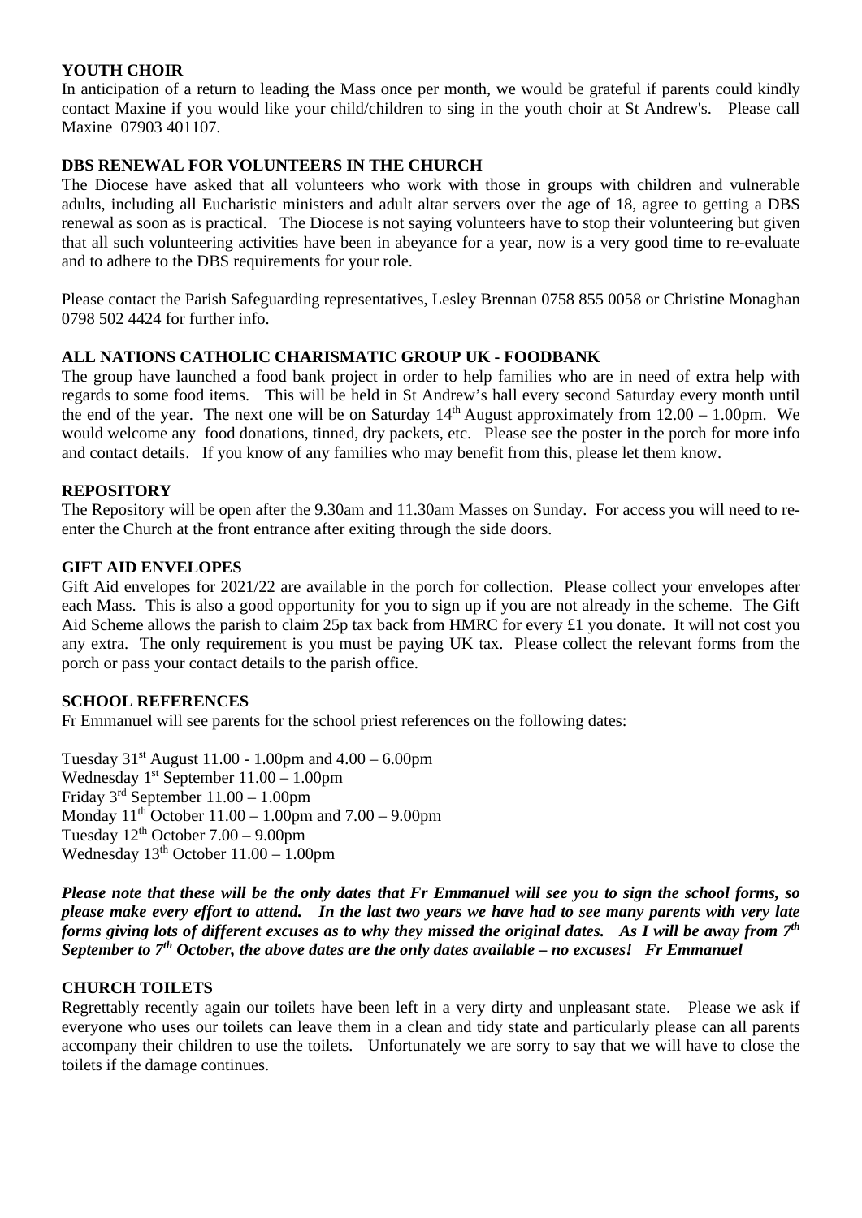**YOUTH CHOIR**

In anticipation of a return to leading the Mass once per month, we would be grateful if parents could kindly contact Maxine if you would like your child/children to sing in the youth choir at St Andrew's. Please call Maxine 07903 401107.

**DBS RENEWAL FOR VOLUNTEERS IN THE CHURCH**

The Diocese have asked that all volunteers who work with those in groups with children and vulnerable adults, including all Eucharistic ministers and adult altar servers over the age of 18, agree to getting a DBS renewal as soon as is practical. The Diocese is not saying volunteers have to stop their volunteering but given that all such volunteering activities have been in abeyance for a year, now is a very good time to re-evaluate and to adhere to the DBS requirements for your role.

Please contact the Parish Safeguarding representatives, Lesley Brennan 0758 855 0058 or Christine Monaghan 0798 502 4424 for further info.

**ALL NATIONS CATHOLIC CHARISMATIC GROUP UK - FOODBANK**

The group have launched a food bank project in order to help families who are in need of extra help with regards to some food items. This will be held in St Andrew's hall every second Saturday every month until the end of the year. The next one will be on Saturday 14th August approximately from 12.00 – 1.00pm. We would welcome any food donations, tinned, dry packets, etc. Please see the poster in the porch for more info and contact details. If you know of any families who may benefit from this, please let them know.

**REPOSITORY**

The Repository will be open after the 9.30am and 11.30am Masses on Sunday. For access you will need to re-enter the Church at the front entrance after exiting through the side doors.

**GIFT AID ENVELOPES**

Gift Aid envelopes for 2021/22 are available in the porch for collection. Please collect your envelopes after each Mass. This is also a good opportunity for you to sign up if you are not already in the scheme. The Gift Aid Scheme allows the parish to claim 25p tax back from HMRC for every £1 you donate. It will not cost you any extra. The only requirement is you must be paying UK tax. Please collect the relevant forms from the porch or pass your contact details to the parish office.

**SCHOOL REFERENCES**

Fr Emmanuel will see parents for the school priest references on the following dates:

Tuesday 31st August 11.00 - 1.00pm and 4.00 – 6.00pm
Wednesday 1st September 11.00 – 1.00pm
Friday 3rd September 11.00 – 1.00pm
Monday 11th October 11.00 – 1.00pm and 7.00 – 9.00pm
Tuesday 12th October 7.00 – 9.00pm
Wednesday 13th October 11.00 – 1.00pm

***Please note that these will be the only dates that Fr Emmanuel will see you to sign the school forms, so please make every effort to attend. In the last two years we have had to see many parents with very late forms giving lots of different excuses as to why they missed the original dates. As I will be away from 7th September to 7th October, the above dates are the only dates available – no excuses! Fr Emmanuel***

**CHURCH TOILETS**

Regrettably recently again our toilets have been left in a very dirty and unpleasant state. Please we ask if everyone who uses our toilets can leave them in a clean and tidy state and particularly please can all parents accompany their children to use the toilets. Unfortunately we are sorry to say that we will have to close the toilets if the damage continues.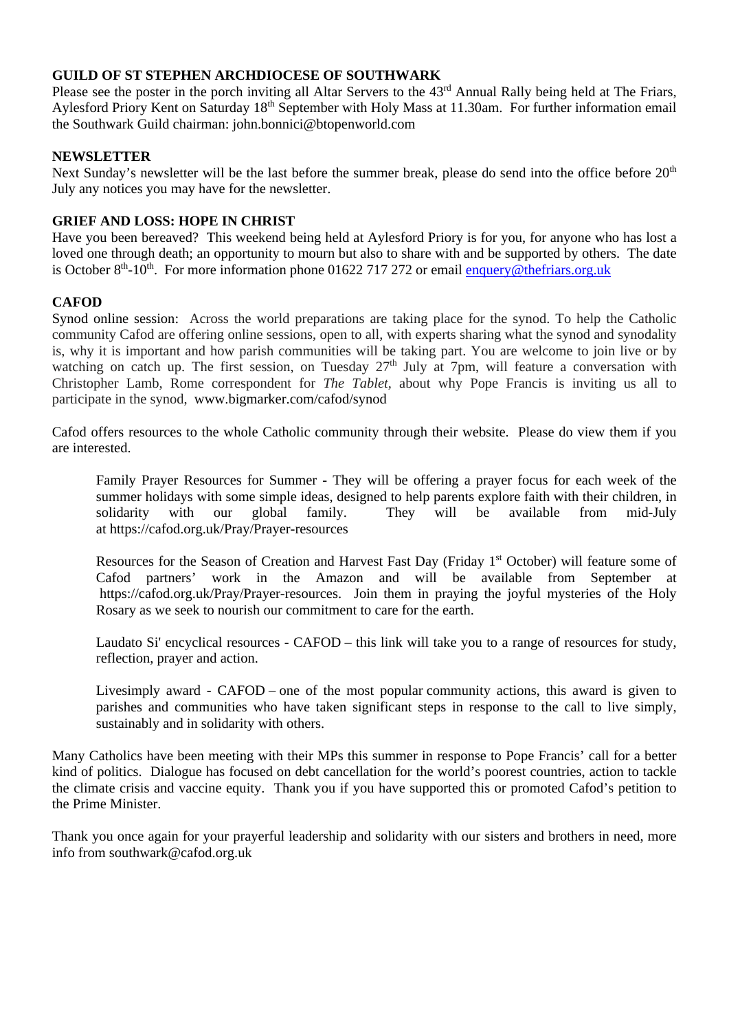**GUILD OF ST STEPHEN ARCHDIOCESE OF SOUTHWARK**

Please see the poster in the porch inviting all Altar Servers to the 43rd Annual Rally being held at The Friars, Aylesford Priory Kent on Saturday 18th September with Holy Mass at 11.30am. For further information email the Southwark Guild chairman: john.bonnici@btopenworld.com

**NEWSLETTER**

Next Sunday's newsletter will be the last before the summer break, please do send into the office before 20th July any notices you may have for the newsletter.

**GRIEF AND LOSS: HOPE IN CHRIST**

Have you been bereaved? This weekend being held at Aylesford Priory is for you, for anyone who has lost a loved one through death; an opportunity to mourn but also to share with and be supported by others. The date is October 8th-10th. For more information phone 01622 717 272 or email enquery@thefriars.org.uk

**CAFOD**

Synod online session: Across the world preparations are taking place for the synod. To help the Catholic community Cafod are offering online sessions, open to all, with experts sharing what the synod and synodality is, why it is important and how parish communities will be taking part. You are welcome to join live or by watching on catch up. The first session, on Tuesday 27th July at 7pm, will feature a conversation with Christopher Lamb, Rome correspondent for *The Tablet*, about why Pope Francis is inviting us all to participate in the synod, www.bigmarker.com/cafod/synod

Cafod offers resources to the whole Catholic community through their website. Please do view them if you are interested.

> Family Prayer Resources for Summer - They will be offering a prayer focus for each week of the summer holidays with some simple ideas, designed to help parents explore faith with their children, in solidarity with our global family. They will be available from mid-July at https://cafod.org.uk/Pray/Prayer-resources
>
> Resources for the Season of Creation and Harvest Fast Day (Friday 1st October) will feature some of Cafod partners' work in the Amazon and will be available from September at https://cafod.org.uk/Pray/Prayer-resources. Join them in praying the joyful mysteries of the Holy Rosary as we seek to nourish our commitment to care for the earth.
>
> Laudato Si' encyclical resources - CAFOD – this link will take you to a range of resources for study, reflection, prayer and action.
>
> Livesimply award - CAFOD – one of the most popular community actions, this award is given to parishes and communities who have taken significant steps in response to the call to live simply, sustainably and in solidarity with others.

Many Catholics have been meeting with their MPs this summer in response to Pope Francis' call for a better kind of politics. Dialogue has focused on debt cancellation for the world's poorest countries, action to tackle the climate crisis and vaccine equity. Thank you if you have supported this or promoted Cafod's petition to the Prime Minister.

Thank you once again for your prayerful leadership and solidarity with our sisters and brothers in need, more info from southwark@cafod.org.uk